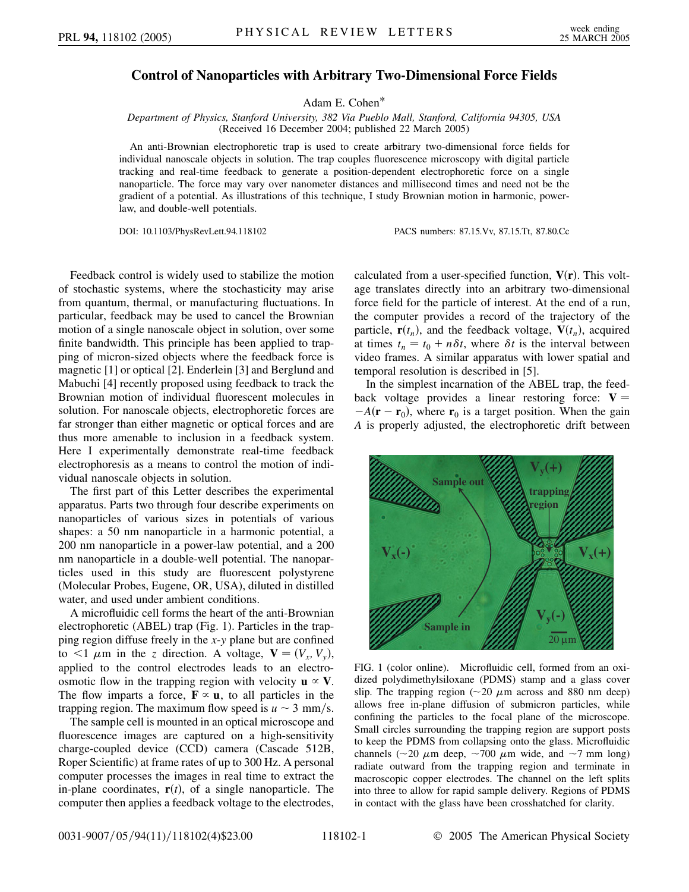# Control of Nanoparticles with Arbitrary Two-Dimensional Force Fields

Adam E. Cohen*

*Department of Physics, Stanford University, 382 Via Pueblo Mall, Stanford, California 94305, USA*
(Received 16 December 2004; published 22 March 2005)

An anti-Brownian electrophoretic trap is used to create arbitrary two-dimensional force fields for individual nanoscale objects in solution. The trap couples fluorescence microscopy with digital particle tracking and real-time feedback to generate a position-dependent electrophoretic force on a single nanoparticle. The force may vary over nanometer distances and millisecond times and need not be the gradient of a potential. As illustrations of this technique, I study Brownian motion in harmonic, power-law, and double-well potentials.

DOI: 10.1103/PhysRevLett.94.118102 PACS numbers: 87.15.Vv, 87.15.Tt, 87.80.Cc

Feedback control is widely used to stabilize the motion of stochastic systems, where the stochasticity may arise from quantum, thermal, or manufacturing fluctuations. In particular, feedback may be used to cancel the Brownian motion of a single nanoscale object in solution, over some finite bandwidth. This principle has been applied to trapping of micron-sized objects where the feedback force is magnetic [1] or optical [2]. Enderlein [3] and Berglund and Mabuchi [4] recently proposed using feedback to track the Brownian motion of individual fluorescent molecules in solution. For nanoscale objects, electrophoretic forces are far stronger than either magnetic or optical forces and are thus more amenable to inclusion in a feedback system. Here I experimentally demonstrate real-time feedback electrophoresis as a means to control the motion of individual nanoscale objects in solution.

The first part of this Letter describes the experimental apparatus. Parts two through four describe experiments on nanoparticles of various sizes in potentials of various shapes: a 50 nm nanoparticle in a harmonic potential, a 200 nm nanoparticle in a power-law potential, and a 200 nm nanoparticle in a double-well potential. The nanoparticles used in this study are fluorescent polystyrene (Molecular Probes, Eugene, OR, USA), diluted in distilled water, and used under ambient conditions.

A microfluidic cell forms the heart of the anti-Brownian electrophoretic (ABEL) trap (Fig. 1). Particles in the trapping region diffuse freely in the $x$-$y$ plane but are confined to $<1$ $\mu$m in the $z$ direction. A voltage, $\mathbf{V} = (V_x, V_y)$, applied to the control electrodes leads to an electroosmotic flow in the trapping region with velocity $\mathbf{u} \propto \mathbf{V}$. The flow imparts a force, $\mathbf{F} \propto \mathbf{u}$, to all particles in the trapping region. The maximum flow speed is $u \sim 3$ mm/s.

The sample cell is mounted in an optical microscope and fluorescence images are captured on a high-sensitivity charge-coupled device (CCD) camera (Cascade 512B, Roper Scientific) at frame rates of up to 300 Hz. A personal computer processes the images in real time to extract the in-plane coordinates, $\mathbf{r}(t)$, of a single nanoparticle. The computer then applies a feedback voltage to the electrodes, calculated from a user-specified function, $\mathbf{V}(\mathbf{r})$. This voltage translates directly into an arbitrary two-dimensional force field for the particle of interest. At the end of a run, the computer provides a record of the trajectory of the particle, $\mathbf{r}(t_n)$, and the feedback voltage, $\mathbf{V}(t_n)$, acquired at times $t_n = t_0 + n\delta t$, where $\delta t$ is the interval between video frames. A similar apparatus with lower spatial and temporal resolution is described in [5].

In the simplest incarnation of the ABEL trap, the feedback voltage provides a linear restoring force: $\mathbf{V} = -A(\mathbf{r} - \mathbf{r}_0)$, where $\mathbf{r}_0$ is a target position. When the gain $A$ is properly adjusted, the electrophoretic drift between

FIG. 1 (color online). Microfluidic cell, formed from an oxidized polydimethylsiloxane (PDMS) stamp and a glass cover slip. The trapping region ($\sim$20 $\mu$m across and 880 nm deep) allows free in-plane diffusion of submicron particles, while confining the particles to the focal plane of the microscope. Small circles surrounding the trapping region are support posts to keep the PDMS from collapsing onto the glass. Microfluidic channels ($\sim$20 $\mu$m deep, $\sim$700 $\mu$m wide, and $\sim$7 mm long) radiate outward from the trapping region and terminate in macroscopic copper electrodes. The channel on the left splits into three to allow for rapid sample delivery. Regions of PDMS in contact with the glass have been crosshatched for clarity.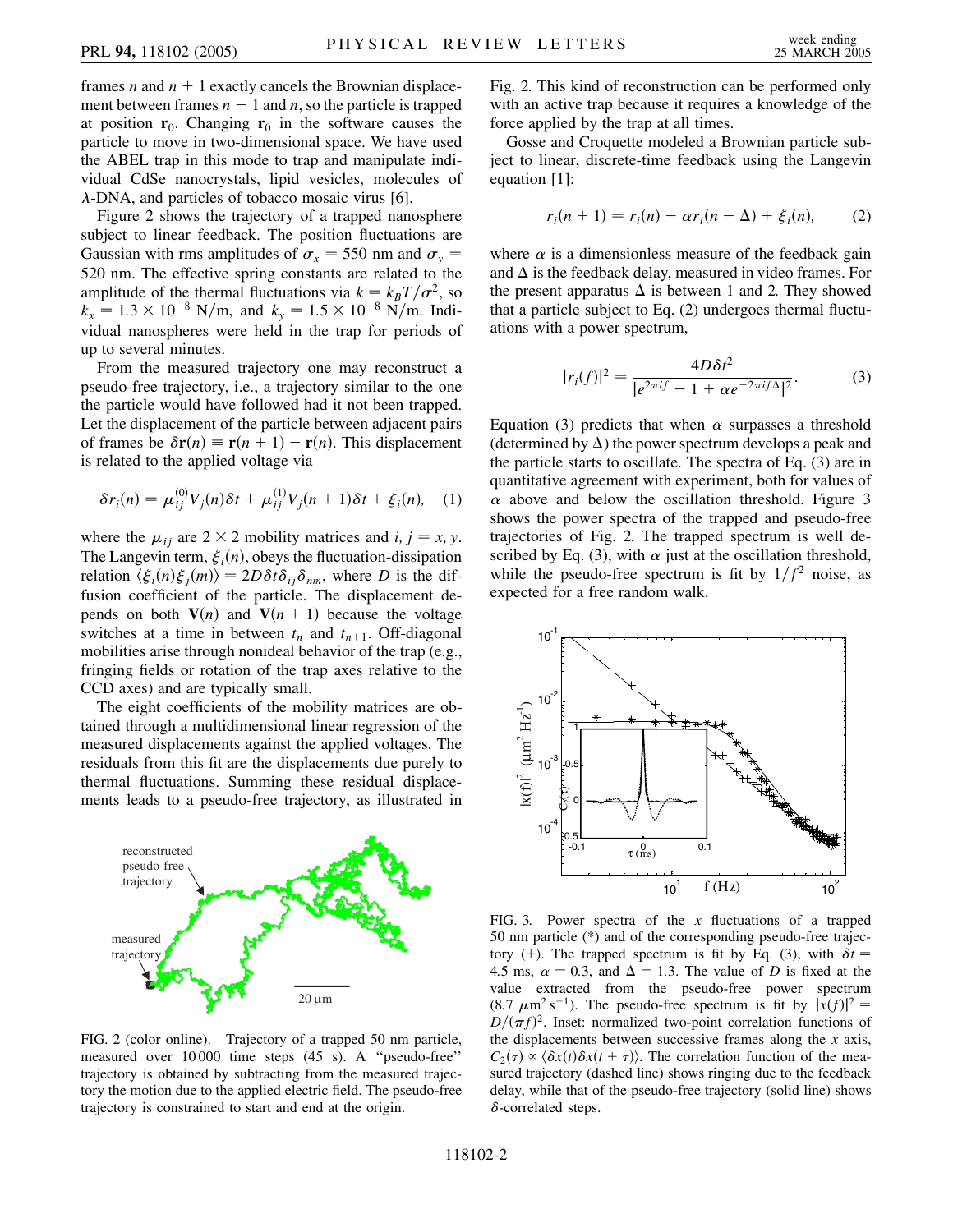frames $n$ and $n+1$ exactly cancels the Brownian displacement between frames $n-1$ and $n$, so the particle is trapped at position $\mathbf{r}_0$. Changing $\mathbf{r}_0$ in the software causes the particle to move in two-dimensional space. We have used the ABEL trap in this mode to trap and manipulate individual CdSe nanocrystals, lipid vesicles, molecules of $\lambda$-DNA, and particles of tobacco mosaic virus [6].

Figure 2 shows the trajectory of a trapped nanosphere subject to linear feedback. The position fluctuations are Gaussian with rms amplitudes of $\sigma_x = 550$ nm and $\sigma_y = 520$ nm. The effective spring constants are related to the amplitude of the thermal fluctuations via $k = k_B T/\sigma^2$, so $k_x = 1.3 \times 10^{-8}$ N/m, and $k_y = 1.5 \times 10^{-8}$ N/m. Individual nanospheres were held in the trap for periods of up to several minutes.

From the measured trajectory one may reconstruct a pseudo-free trajectory, i.e., a trajectory similar to the one the particle would have followed had it not been trapped. Let the displacement of the particle between adjacent pairs of frames be $\delta\mathbf{r}(n) \equiv \mathbf{r}(n+1) - \mathbf{r}(n)$. This displacement is related to the applied voltage via

$$\delta r_i(n) = \mu_{ij}^{(0)} V_j(n)\delta t + \mu_{ij}^{(1)} V_j(n+1)\delta t + \xi_i(n), \quad (1)$$

where the $\mu_{ij}$ are $2 \times 2$ mobility matrices and $i, j = x, y$. The Langevin term, $\xi_i(n)$, obeys the fluctuation-dissipation relation $\langle \xi_i(n)\xi_j(m)\rangle = 2D\delta t \delta_{ij}\delta_{nm}$, where $D$ is the diffusion coefficient of the particle. The displacement depends on both $\mathbf{V}(n)$ and $\mathbf{V}(n+1)$ because the voltage switches at a time in between $t_n$ and $t_{n+1}$. Off-diagonal mobilities arise through nonideal behavior of the trap (e.g., fringing fields or rotation of the trap axes relative to the CCD axes) and are typically small.

The eight coefficients of the mobility matrices are obtained through a multidimensional linear regression of the measured displacements against the applied voltages. The residuals from this fit are the displacements due purely to thermal fluctuations. Summing these residual displacements leads to a pseudo-free trajectory, as illustrated in Fig. 2. This kind of reconstruction can be performed only with an active trap because it requires a knowledge of the force applied by the trap at all times.

FIG. 2 (color online). Trajectory of a trapped 50 nm particle, measured over 10 000 time steps (45 s). A "pseudo-free" trajectory is obtained by subtracting from the measured trajectory the motion due to the applied electric field. The pseudo-free trajectory is constrained to start and end at the origin.

Gosse and Croquette modeled a Brownian particle subject to linear, discrete-time feedback using the Langevin equation [1]:

$$r_i(n+1) = r_i(n) - \alpha r_i(n-\Delta) + \xi_i(n), \quad (2)$$

where $\alpha$ is a dimensionless measure of the feedback gain and $\Delta$ is the feedback delay, measured in video frames. For the present apparatus $\Delta$ is between 1 and 2. They showed that a particle subject to Eq. (2) undergoes thermal fluctuations with a power spectrum,

$$|r_i(f)|^2 = \frac{4D\delta t^2}{|e^{2\pi i f} - 1 + \alpha e^{-2\pi i f \Delta}|^2}. \quad (3)$$

Equation (3) predicts that when $\alpha$ surpasses a threshold (determined by $\Delta$) the power spectrum develops a peak and the particle starts to oscillate. The spectra of Eq. (3) are in quantitative agreement with experiment, both for values of $\alpha$ above and below the oscillation threshold. Figure 3 shows the power spectra of the trapped and pseudo-free trajectories of Fig. 2. The trapped spectrum is well described by Eq. (3), with $\alpha$ just at the oscillation threshold, while the pseudo-free spectrum is fit by $1/f^2$ noise, as expected for a free random walk.

FIG. 3. Power spectra of the $x$ fluctuations of a trapped 50 nm particle (*) and of the corresponding pseudo-free trajectory (+). The trapped spectrum is fit by Eq. (3), with $\delta t = 4.5$ ms, $\alpha = 0.3$, and $\Delta = 1.3$. The value of $D$ is fixed at the value extracted from the pseudo-free power spectrum ($8.7\ \mu\text{m}^2\,\text{s}^{-1}$). The pseudo-free spectrum is fit by $|x(f)|^2 = D/(\pi f)^2$. Inset: normalized two-point correlation functions of the displacements between successive frames along the $x$ axis, $C_2(\tau) \propto \langle \delta x(t)\delta x(t+\tau)\rangle$. The correlation function of the measured trajectory (dashed line) shows ringing due to the feedback delay, while that of the pseudo-free trajectory (solid line) shows $\delta$-correlated steps.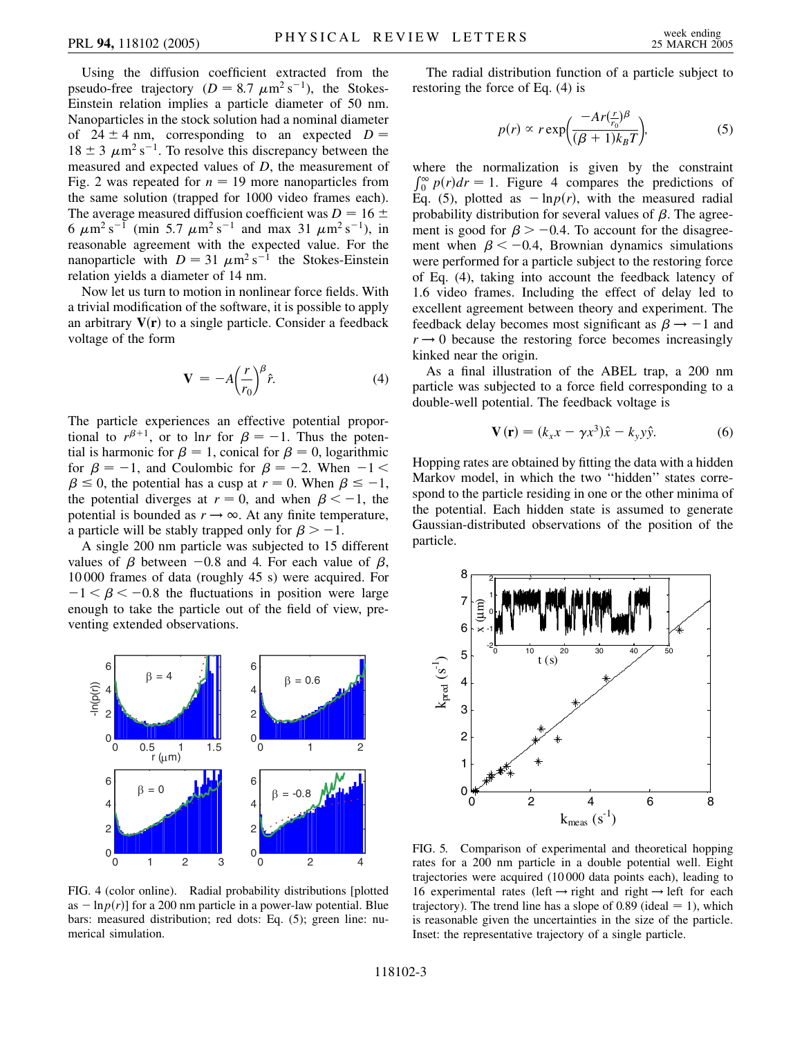Using the diffusion coefficient extracted from the pseudo-free trajectory ($D = 8.7\ \mu\text{m}^2\,\text{s}^{-1}$), the Stokes-Einstein relation implies a particle diameter of 50 nm. Nanoparticles in the stock solution had a nominal diameter of $24 \pm 4$ nm, corresponding to an expected $D = 18 \pm 3\ \mu\text{m}^2\,\text{s}^{-1}$. To resolve this discrepancy between the measured and expected values of $D$, the measurement of Fig. 2 was repeated for $n = 19$ more nanoparticles from the same solution (trapped for 1000 video frames each). The average measured diffusion coefficient was $D = 16 \pm 6\ \mu\text{m}^2\,\text{s}^{-1}$ (min $5.7\ \mu\text{m}^2\,\text{s}^{-1}$ and max $31\ \mu\text{m}^2\,\text{s}^{-1}$), in reasonable agreement with the expected value. For the nanoparticle with $D = 31\ \mu\text{m}^2\,\text{s}^{-1}$ the Stokes-Einstein relation yields a diameter of 14 nm.

Now let us turn to motion in nonlinear force fields. With a trivial modification of the software, it is possible to apply an arbitrary $\mathbf{V}(\mathbf{r})$ to a single particle. Consider a feedback voltage of the form

$$\mathbf{V} = -A\left(\frac{r}{r_0}\right)^{\beta}\hat{r}. \tag{4}$$

The particle experiences an effective potential proportional to $r^{\beta+1}$, or to $\ln r$ for $\beta = -1$. Thus the potential is harmonic for $\beta = 1$, conical for $\beta = 0$, logarithmic for $\beta = -1$, and Coulombic for $\beta = -2$. When $-1 < \beta \leq 0$, the potential has a cusp at $r = 0$. When $\beta \leq -1$, the potential diverges at $r = 0$, and when $\beta < -1$, the potential is bounded as $r \to \infty$. At any finite temperature, a particle will be stably trapped only for $\beta > -1$.

A single 200 nm particle was subjected to 15 different values of $\beta$ between $-0.8$ and 4. For each value of $\beta$, 10 000 frames of data (roughly 45 s) were acquired. For $-1 < \beta < -0.8$ the fluctuations in position were large enough to take the particle out of the field of view, preventing extended observations.

FIG. 4 (color online). Radial probability distributions [plotted as $-\ln p(r)$] for a 200 nm particle in a power-law potential. Blue bars: measured distribution; red dots: Eq. (5); green line: numerical simulation.

The radial distribution function of a particle subject to restoring the force of Eq. (4) is

$$p(r) \propto r \exp\left(\frac{-Ar(\frac{r}{r_0})^{\beta}}{(\beta + 1)k_B T}\right), \tag{5}$$

where the normalization is given by the constraint $\int_0^\infty p(r)dr = 1$. Figure 4 compares the predictions of Eq. (5), plotted as $-\ln p(r)$, with the measured radial probability distribution for several values of $\beta$. The agreement is good for $\beta > -0.4$. To account for the disagreement when $\beta < -0.4$, Brownian dynamics simulations were performed for a particle subject to the restoring force of Eq. (4), taking into account the feedback latency of 1.6 video frames. Including the effect of delay led to excellent agreement between theory and experiment. The feedback delay becomes most significant as $\beta \to -1$ and $r \to 0$ because the restoring force becomes increasingly kinked near the origin.

As a final illustration of the ABEL trap, a 200 nm particle was subjected to a force field corresponding to a double-well potential. The feedback voltage is

$$\mathbf{V}(\mathbf{r}) = (k_x x - \gamma x^3)\hat{x} - k_y y\hat{y}. \tag{6}$$

Hopping rates are obtained by fitting the data with a hidden Markov model, in which the two "hidden" states correspond to the particle residing in one or the other minima of the potential. Each hidden state is assumed to generate Gaussian-distributed observations of the position of the particle.

FIG. 5. Comparison of experimental and theoretical hopping rates for a 200 nm particle in a double potential well. Eight trajectories were acquired (10 000 data points each), leading to 16 experimental rates (left → right and right → left for each trajectory). The trend line has a slope of 0.89 (ideal = 1), which is reasonable given the uncertainties in the size of the particle. Inset: the representative trajectory of a single particle.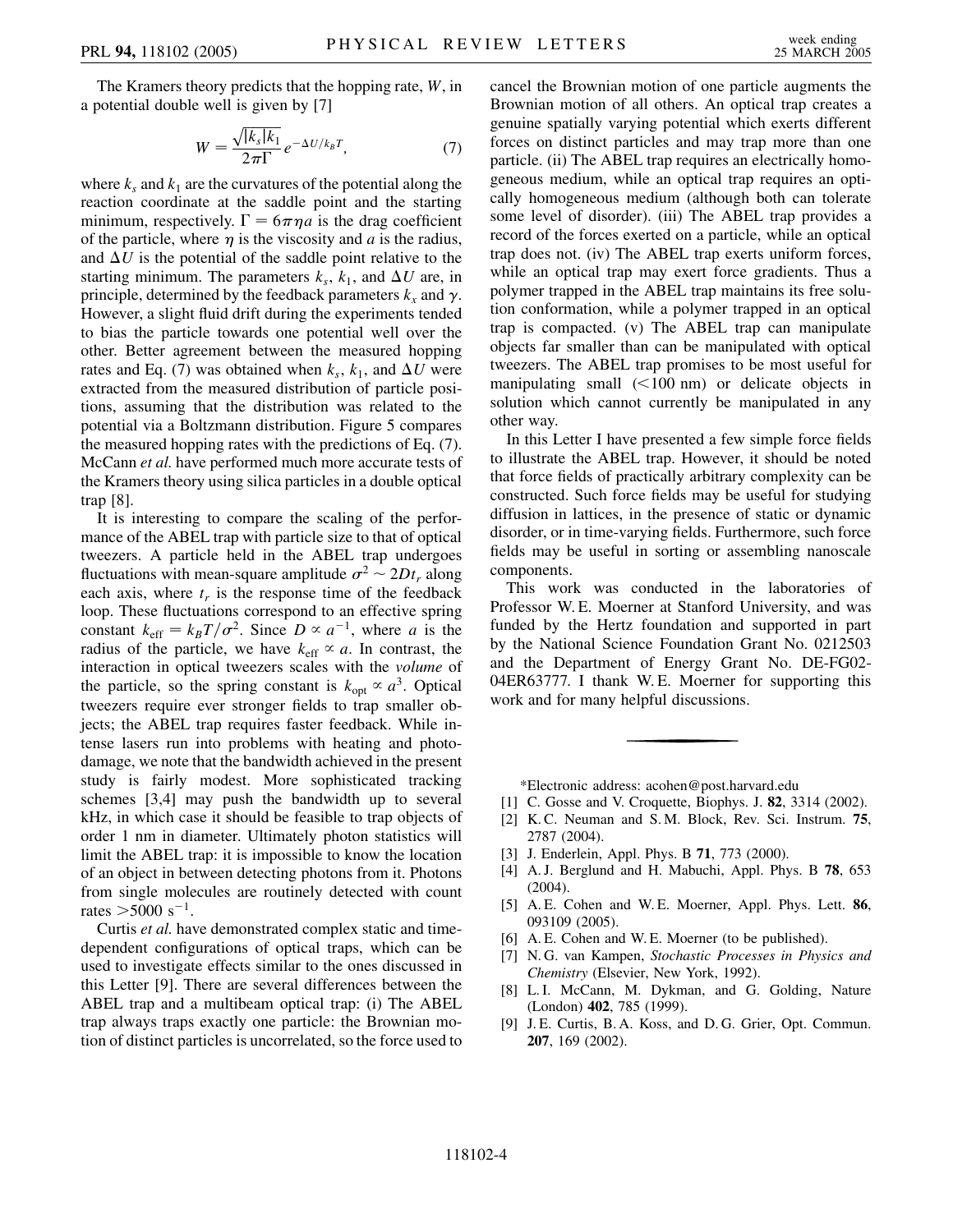The Kramers theory predicts that the hopping rate, $W$, in a potential double well is given by [7]

$$W = \frac{\sqrt{|k_s|k_1}}{2\pi\Gamma} e^{-\Delta U/k_B T}, \tag{7}$$

where $k_s$ and $k_1$ are the curvatures of the potential along the reaction coordinate at the saddle point and the starting minimum, respectively. $\Gamma = 6\pi\eta a$ is the drag coefficient of the particle, where $\eta$ is the viscosity and $a$ is the radius, and $\Delta U$ is the potential of the saddle point relative to the starting minimum. The parameters $k_s$, $k_1$, and $\Delta U$ are, in principle, determined by the feedback parameters $k_x$ and $\gamma$. However, a slight fluid drift during the experiments tended to bias the particle towards one potential well over the other. Better agreement between the measured hopping rates and Eq. (7) was obtained when $k_s$, $k_1$, and $\Delta U$ were extracted from the measured distribution of particle positions, assuming that the distribution was related to the potential via a Boltzmann distribution. Figure 5 compares the measured hopping rates with the predictions of Eq. (7). McCann *et al.* have performed much more accurate tests of the Kramers theory using silica particles in a double optical trap [8].

It is interesting to compare the scaling of the performance of the ABEL trap with particle size to that of optical tweezers. A particle held in the ABEL trap undergoes fluctuations with mean-square amplitude $\sigma^2 \sim 2Dt_r$ along each axis, where $t_r$ is the response time of the feedback loop. These fluctuations correspond to an effective spring constant $k_{\text{eff}} = k_B T/\sigma^2$. Since $D \propto a^{-1}$, where $a$ is the radius of the particle, we have $k_{\text{eff}} \propto a$. In contrast, the interaction in optical tweezers scales with the *volume* of the particle, so the spring constant is $k_{\text{opt}} \propto a^3$. Optical tweezers require ever stronger fields to trap smaller objects; the ABEL trap requires faster feedback. While intense lasers run into problems with heating and photodamage, we note that the bandwidth achieved in the present study is fairly modest. More sophisticated tracking schemes [3,4] may push the bandwidth up to several kHz, in which case it should be feasible to trap objects of order 1 nm in diameter. Ultimately photon statistics will limit the ABEL trap: it is impossible to know the location of an object in between detecting photons from it. Photons from single molecules are routinely detected with count rates $>5000\ \text{s}^{-1}$.

Curtis *et al.* have demonstrated complex static and time-dependent configurations of optical traps, which can be used to investigate effects similar to the ones discussed in this Letter [9]. There are several differences between the ABEL trap and a multibeam optical trap: (i) The ABEL trap always traps exactly one particle: the Brownian motion of distinct particles is uncorrelated, so the force used to cancel the Brownian motion of one particle augments the Brownian motion of all others. An optical trap creates a genuine spatially varying potential which exerts different forces on distinct particles and may trap more than one particle. (ii) The ABEL trap requires an electrically homogeneous medium, while an optical trap requires an optically homogeneous medium (although both can tolerate some level of disorder). (iii) The ABEL trap provides a record of the forces exerted on a particle, while an optical trap does not. (iv) The ABEL trap exerts uniform forces, while an optical trap may exert force gradients. Thus a polymer trapped in the ABEL trap maintains its free solution conformation, while a polymer trapped in an optical trap is compacted. (v) The ABEL trap can manipulate objects far smaller than can be manipulated with optical tweezers. The ABEL trap promises to be most useful for manipulating small (<100 nm) or delicate objects in solution which cannot currently be manipulated in any other way.

In this Letter I have presented a few simple force fields to illustrate the ABEL trap. However, it should be noted that force fields of practically arbitrary complexity can be constructed. Such force fields may be useful for studying diffusion in lattices, in the presence of static or dynamic disorder, or in time-varying fields. Furthermore, such force fields may be useful in sorting or assembling nanoscale components.

This work was conducted in the laboratories of Professor W. E. Moerner at Stanford University, and was funded by the Hertz foundation and supported in part by the National Science Foundation Grant No. 0212503 and the Department of Energy Grant No. DE-FG02-04ER63777. I thank W. E. Moerner for supporting this work and for many helpful discussions.

---

*Electronic address: acohen@post.harvard.edu

[1] C. Gosse and V. Croquette, Biophys. J. **82**, 3314 (2002).

[2] K. C. Neuman and S. M. Block, Rev. Sci. Instrum. **75**, 2787 (2004).

[3] J. Enderlein, Appl. Phys. B **71**, 773 (2000).

[4] A. J. Berglund and H. Mabuchi, Appl. Phys. B **78**, 653 (2004).

[5] A. E. Cohen and W. E. Moerner, Appl. Phys. Lett. **86**, 093109 (2005).

[6] A. E. Cohen and W. E. Moerner (to be published).

[7] N. G. van Kampen, *Stochastic Processes in Physics and Chemistry* (Elsevier, New York, 1992).

[8] L. I. McCann, M. Dykman, and G. Golding, Nature (London) **402**, 785 (1999).

[9] J. E. Curtis, B. A. Koss, and D. G. Grier, Opt. Commun. **207**, 169 (2002).